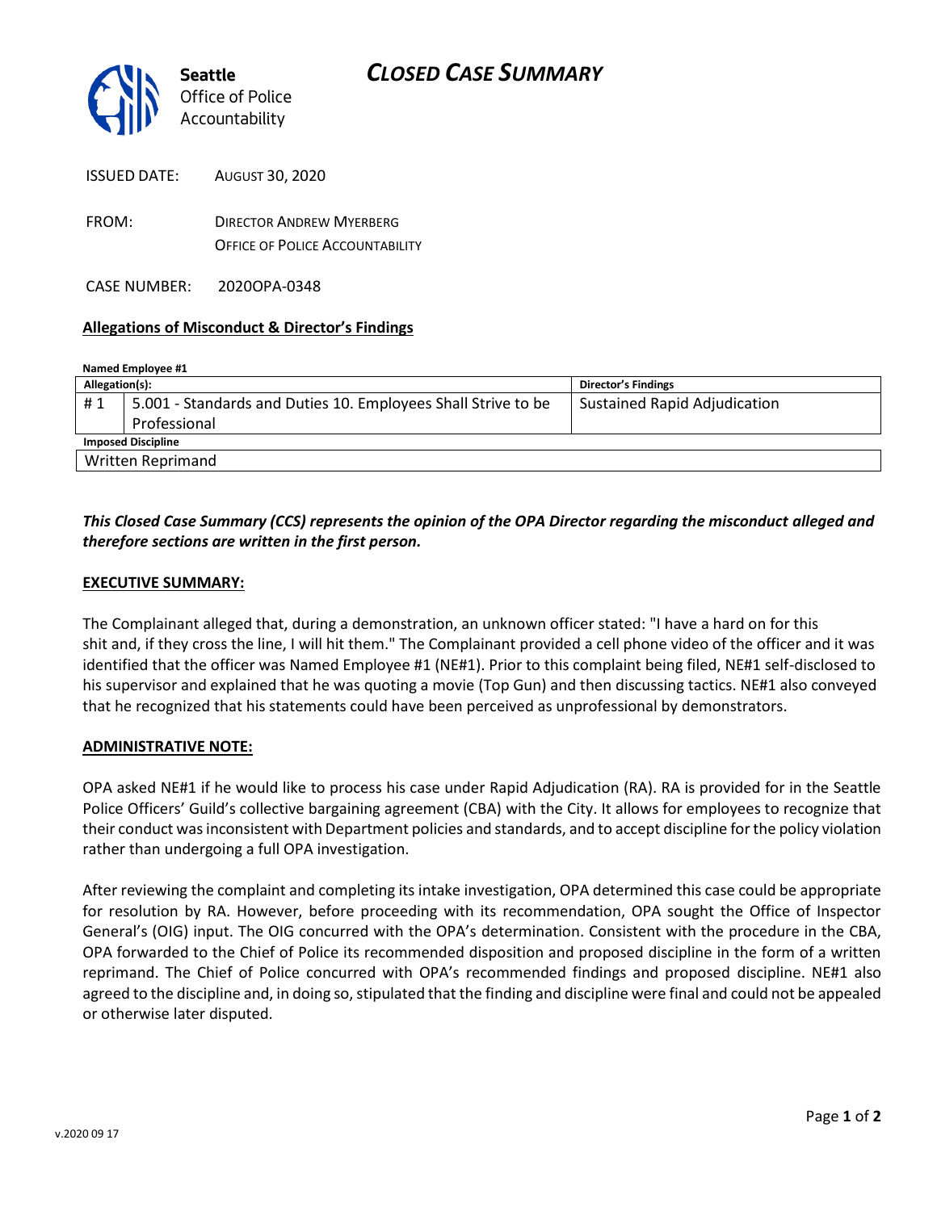Seattle
Office of Police
Accountability

# CLOSED CASE SUMMARY

ISSUED DATE: AUGUST 30, 2020

FROM: DIRECTOR ANDREW MYERBERG
OFFICE OF POLICE ACCOUNTABILITY

CASE NUMBER: 2020OPA-0348

**Allegations of Misconduct & Director's Findings**

**Named Employee #1**

| Allegation(s): | | Director's Findings |
|---|---|---|
| # 1 | 5.001 - Standards and Duties 10. Employees Shall Strive to be Professional | Sustained Rapid Adjudication |
| **Imposed Discipline** | | |
| Written Reprimand | | |

***This Closed Case Summary (CCS) represents the opinion of the OPA Director regarding the misconduct alleged and therefore sections are written in the first person.***

**EXECUTIVE SUMMARY:**

The Complainant alleged that, during a demonstration, an unknown officer stated: "I have a hard on for this shit and, if they cross the line, I will hit them." The Complainant provided a cell phone video of the officer and it was identified that the officer was Named Employee #1 (NE#1). Prior to this complaint being filed, NE#1 self-disclosed to his supervisor and explained that he was quoting a movie (Top Gun) and then discussing tactics. NE#1 also conveyed that he recognized that his statements could have been perceived as unprofessional by demonstrators.

**ADMINISTRATIVE NOTE:**

OPA asked NE#1 if he would like to process his case under Rapid Adjudication (RA). RA is provided for in the Seattle Police Officers' Guild's collective bargaining agreement (CBA) with the City. It allows for employees to recognize that their conduct was inconsistent with Department policies and standards, and to accept discipline for the policy violation rather than undergoing a full OPA investigation.

After reviewing the complaint and completing its intake investigation, OPA determined this case could be appropriate for resolution by RA. However, before proceeding with its recommendation, OPA sought the Office of Inspector General's (OIG) input. The OIG concurred with the OPA's determination. Consistent with the procedure in the CBA, OPA forwarded to the Chief of Police its recommended disposition and proposed discipline in the form of a written reprimand. The Chief of Police concurred with OPA's recommended findings and proposed discipline. NE#1 also agreed to the discipline and, in doing so, stipulated that the finding and discipline were final and could not be appealed or otherwise later disputed.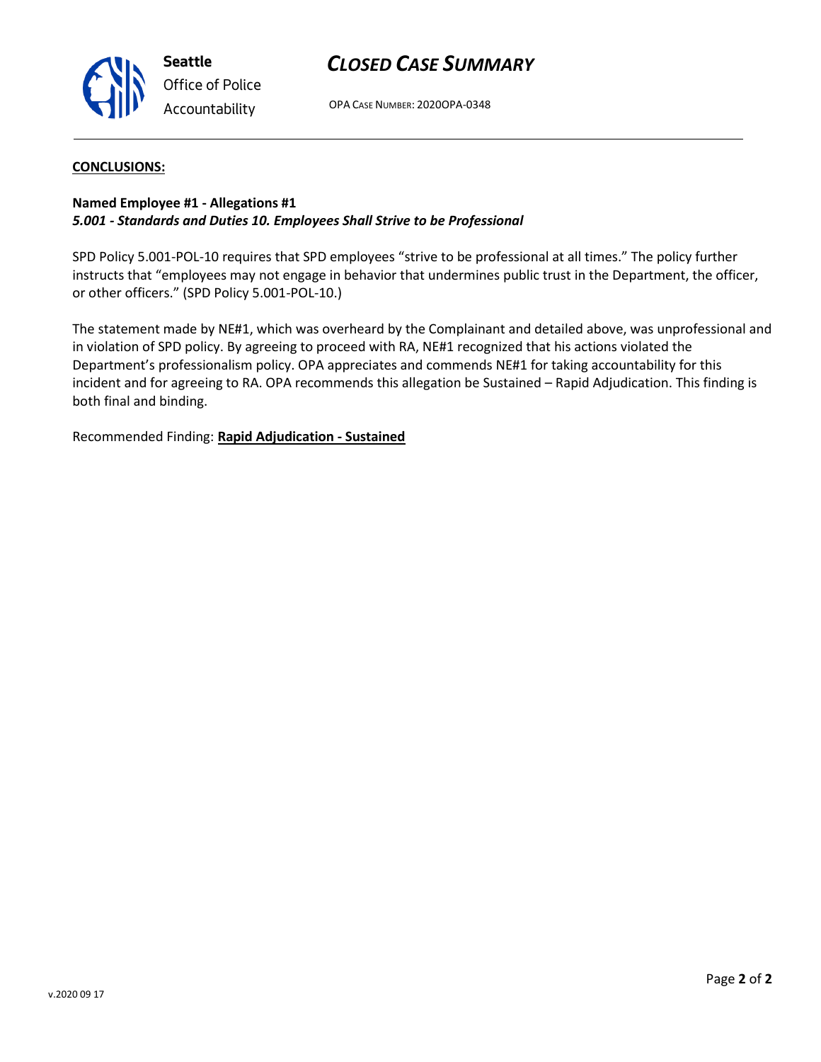**CONCLUSIONS:**

**Named Employee #1 - Allegations #1**
***5.001 - Standards and Duties 10. Employees Shall Strive to be Professional***

SPD Policy 5.001-POL-10 requires that SPD employees "strive to be professional at all times." The policy further instructs that "employees may not engage in behavior that undermines public trust in the Department, the officer, or other officers." (SPD Policy 5.001-POL-10.)

The statement made by NE#1, which was overheard by the Complainant and detailed above, was unprofessional and in violation of SPD policy. By agreeing to proceed with RA, NE#1 recognized that his actions violated the Department's professionalism policy. OPA appreciates and commends NE#1 for taking accountability for this incident and for agreeing to RA. OPA recommends this allegation be Sustained – Rapid Adjudication. This finding is both final and binding.

Recommended Finding: **Rapid Adjudication - Sustained**